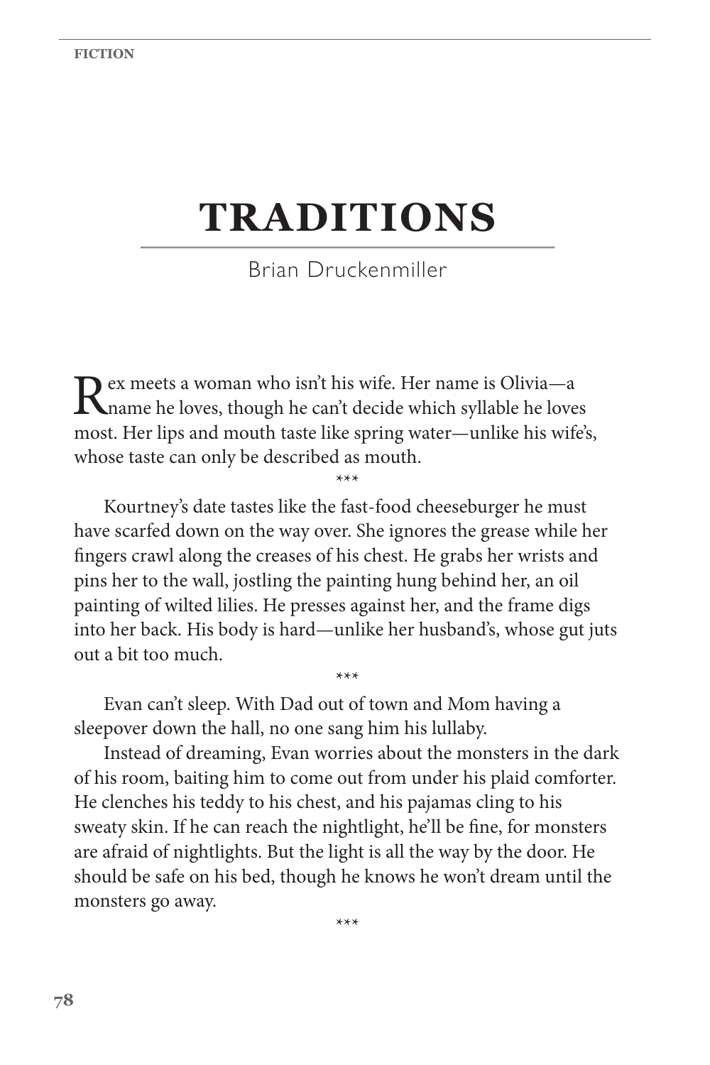# TRADITIONS

Brian Druckenmiller

Rex meets a woman who isn't his wife. Her name is Olivia—a name he loves, though he can't decide which syllable he loves most. Her lips and mouth taste like spring water—unlike his wife's, whose taste can only be described as mouth.

\*\*\*

Kourtney's date tastes like the fast-food cheeseburger he must have scarfed down on the way over. She ignores the grease while her fingers crawl along the creases of his chest. He grabs her wrists and pins her to the wall, jostling the painting hung behind her, an oil painting of wilted lilies. He presses against her, and the frame digs into her back. His body is hard—unlike her husband's, whose gut juts out a bit too much.

\*\*\*

Evan can't sleep. With Dad out of town and Mom having a sleepover down the hall, no one sang him his lullaby.

Instead of dreaming, Evan worries about the monsters in the dark of his room, baiting him to come out from under his plaid comforter. He clenches his teddy to his chest, and his pajamas cling to his sweaty skin. If he can reach the nightlight, he'll be fine, for monsters are afraid of nightlights. But the light is all the way by the door. He should be safe on his bed, though he knows he won't dream until the monsters go away.

\*\*\*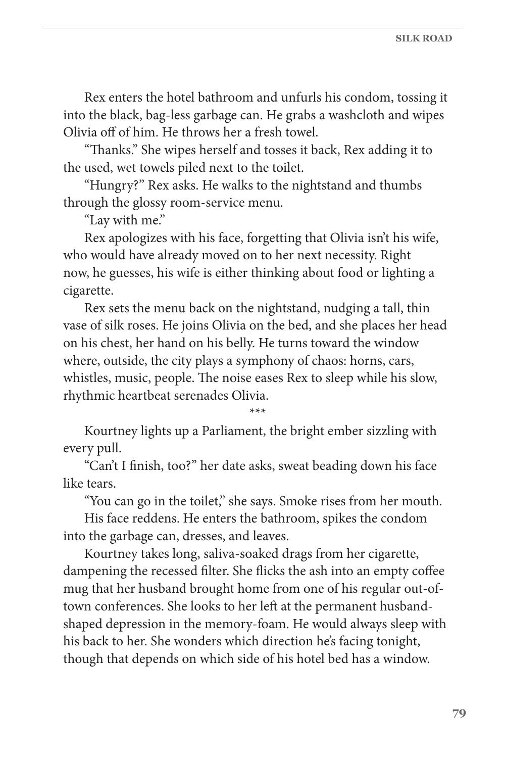Rex enters the hotel bathroom and unfurls his condom, tossing it into the black, bag-less garbage can. He grabs a washcloth and wipes Olivia off of him. He throws her a fresh towel.

"Thanks." She wipes herself and tosses it back, Rex adding it to the used, wet towels piled next to the toilet.

"Hungry?" Rex asks. He walks to the nightstand and thumbs through the glossy room-service menu.

"Lay with me."

Rex apologizes with his face, forgetting that Olivia isn't his wife, who would have already moved on to her next necessity. Right now, he guesses, his wife is either thinking about food or lighting a cigarette.

Rex sets the menu back on the nightstand, nudging a tall, thin vase of silk roses. He joins Olivia on the bed, and she places her head on his chest, her hand on his belly. He turns toward the window where, outside, the city plays a symphony of chaos: horns, cars, whistles, music, people. The noise eases Rex to sleep while his slow, rhythmic heartbeat serenades Olivia.

***

Kourtney lights up a Parliament, the bright ember sizzling with every pull.

"Can't I finish, too?" her date asks, sweat beading down his face like tears.

"You can go in the toilet," she says. Smoke rises from her mouth.

His face reddens. He enters the bathroom, spikes the condom into the garbage can, dresses, and leaves.

Kourtney takes long, saliva-soaked drags from her cigarette, dampening the recessed filter. She flicks the ash into an empty coffee mug that her husband brought home from one of his regular out-of-town conferences. She looks to her left at the permanent husband-shaped depression in the memory-foam. He would always sleep with his back to her. She wonders which direction he's facing tonight, though that depends on which side of his hotel bed has a window.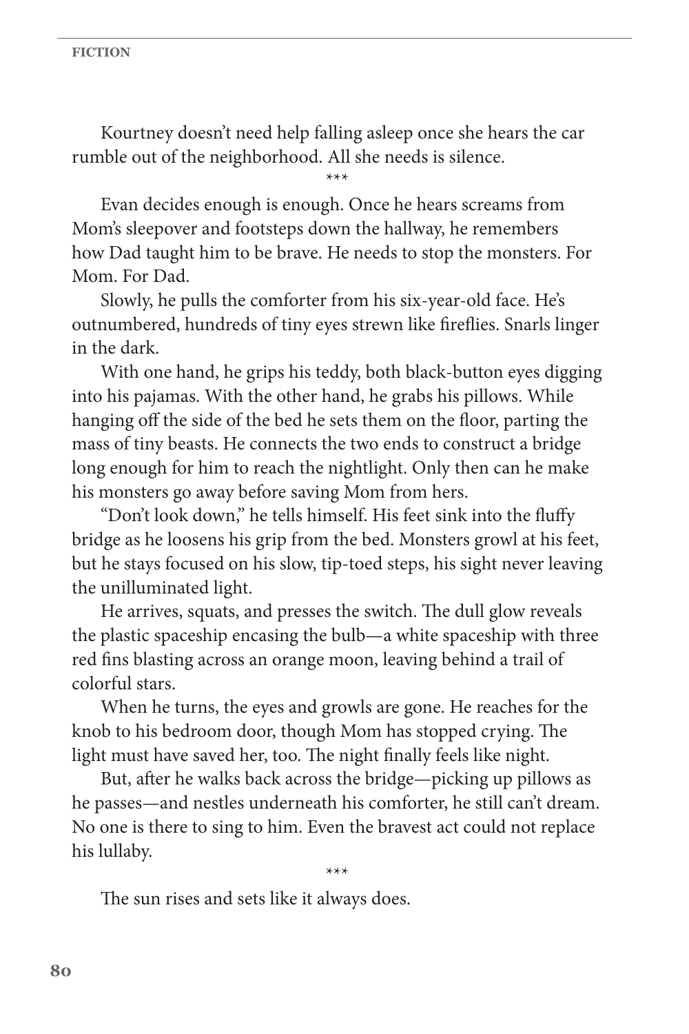Kourtney doesn't need help falling asleep once she hears the car rumble out of the neighborhood. All she needs is silence.

\*\*\*

Evan decides enough is enough. Once he hears screams from Mom's sleepover and footsteps down the hallway, he remembers how Dad taught him to be brave. He needs to stop the monsters. For Mom. For Dad.

Slowly, he pulls the comforter from his six-year-old face. He's outnumbered, hundreds of tiny eyes strewn like fireflies. Snarls linger in the dark.

With one hand, he grips his teddy, both black-button eyes digging into his pajamas. With the other hand, he grabs his pillows. While hanging off the side of the bed he sets them on the floor, parting the mass of tiny beasts. He connects the two ends to construct a bridge long enough for him to reach the nightlight. Only then can he make his monsters go away before saving Mom from hers.

"Don't look down," he tells himself. His feet sink into the fluffy bridge as he loosens his grip from the bed. Monsters growl at his feet, but he stays focused on his slow, tip-toed steps, his sight never leaving the unilluminated light.

He arrives, squats, and presses the switch. The dull glow reveals the plastic spaceship encasing the bulb—a white spaceship with three red fins blasting across an orange moon, leaving behind a trail of colorful stars.

When he turns, the eyes and growls are gone. He reaches for the knob to his bedroom door, though Mom has stopped crying. The light must have saved her, too. The night finally feels like night.

But, after he walks back across the bridge—picking up pillows as he passes—and nestles underneath his comforter, he still can't dream. No one is there to sing to him. Even the bravest act could not replace his lullaby.

\*\*\*

The sun rises and sets like it always does.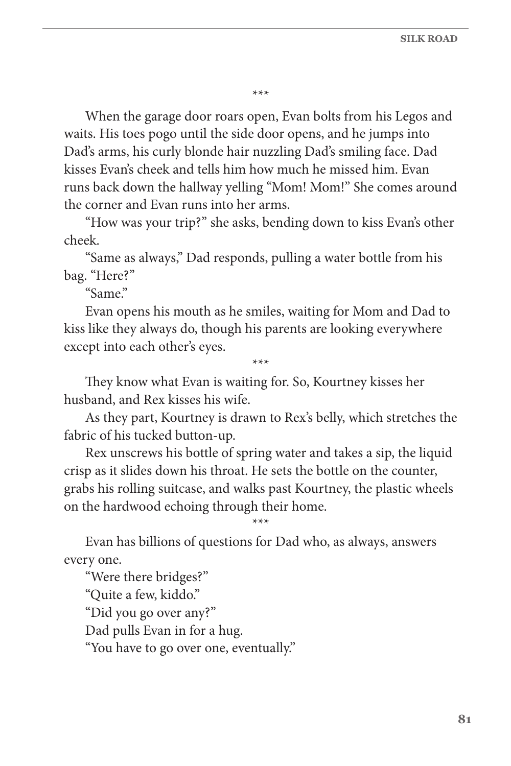\*\*\*

When the garage door roars open, Evan bolts from his Legos and waits. His toes pogo until the side door opens, and he jumps into Dad's arms, his curly blonde hair nuzzling Dad's smiling face. Dad kisses Evan's cheek and tells him how much he missed him. Evan runs back down the hallway yelling "Mom! Mom!" She comes around the corner and Evan runs into her arms.

"How was your trip?" she asks, bending down to kiss Evan's other cheek.

"Same as always," Dad responds, pulling a water bottle from his bag. "Here?"

"Same."

Evan opens his mouth as he smiles, waiting for Mom and Dad to kiss like they always do, though his parents are looking everywhere except into each other's eyes.

\*\*\*

They know what Evan is waiting for. So, Kourtney kisses her husband, and Rex kisses his wife.

As they part, Kourtney is drawn to Rex's belly, which stretches the fabric of his tucked button-up.

Rex unscrews his bottle of spring water and takes a sip, the liquid crisp as it slides down his throat. He sets the bottle on the counter, grabs his rolling suitcase, and walks past Kourtney, the plastic wheels on the hardwood echoing through their home.

\*\*\*

Evan has billions of questions for Dad who, as always, answers every one.

"Were there bridges?"

"Quite a few, kiddo."

"Did you go over any?"

Dad pulls Evan in for a hug.

"You have to go over one, eventually."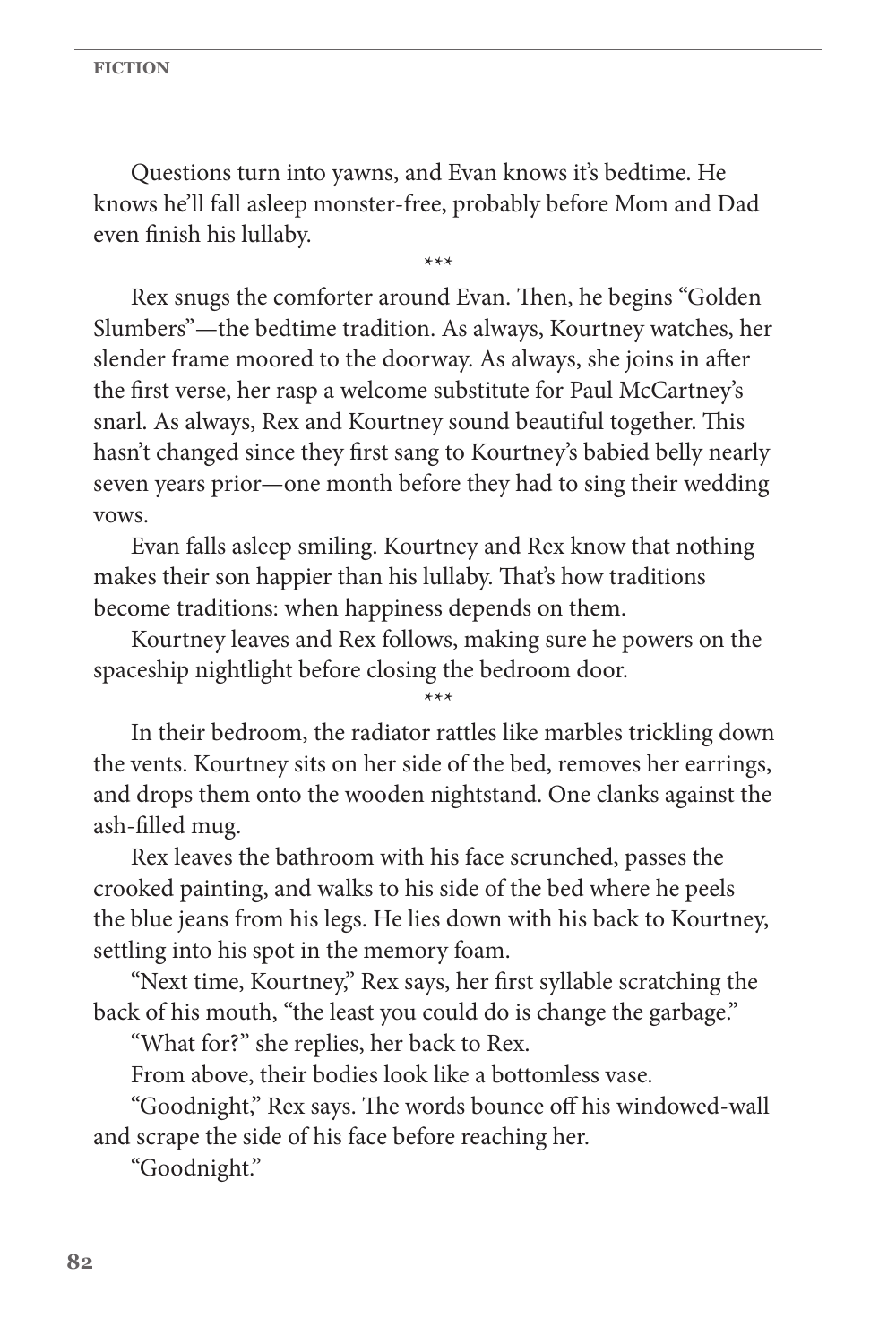Questions turn into yawns, and Evan knows it's bedtime. He knows he'll fall asleep monster-free, probably before Mom and Dad even finish his lullaby.

***

Rex snugs the comforter around Evan. Then, he begins "Golden Slumbers"—the bedtime tradition. As always, Kourtney watches, her slender frame moored to the doorway. As always, she joins in after the first verse, her rasp a welcome substitute for Paul McCartney's snarl. As always, Rex and Kourtney sound beautiful together. This hasn't changed since they first sang to Kourtney's babied belly nearly seven years prior—one month before they had to sing their wedding vows.

Evan falls asleep smiling. Kourtney and Rex know that nothing makes their son happier than his lullaby. That's how traditions become traditions: when happiness depends on them.

Kourtney leaves and Rex follows, making sure he powers on the spaceship nightlight before closing the bedroom door.

***

In their bedroom, the radiator rattles like marbles trickling down the vents. Kourtney sits on her side of the bed, removes her earrings, and drops them onto the wooden nightstand. One clanks against the ash-filled mug.

Rex leaves the bathroom with his face scrunched, passes the crooked painting, and walks to his side of the bed where he peels the blue jeans from his legs. He lies down with his back to Kourtney, settling into his spot in the memory foam.

"Next time, Kourtney," Rex says, her first syllable scratching the back of his mouth, "the least you could do is change the garbage."

"What for?" she replies, her back to Rex.

From above, their bodies look like a bottomless vase.

"Goodnight," Rex says. The words bounce off his windowed-wall and scrape the side of his face before reaching her.

"Goodnight."